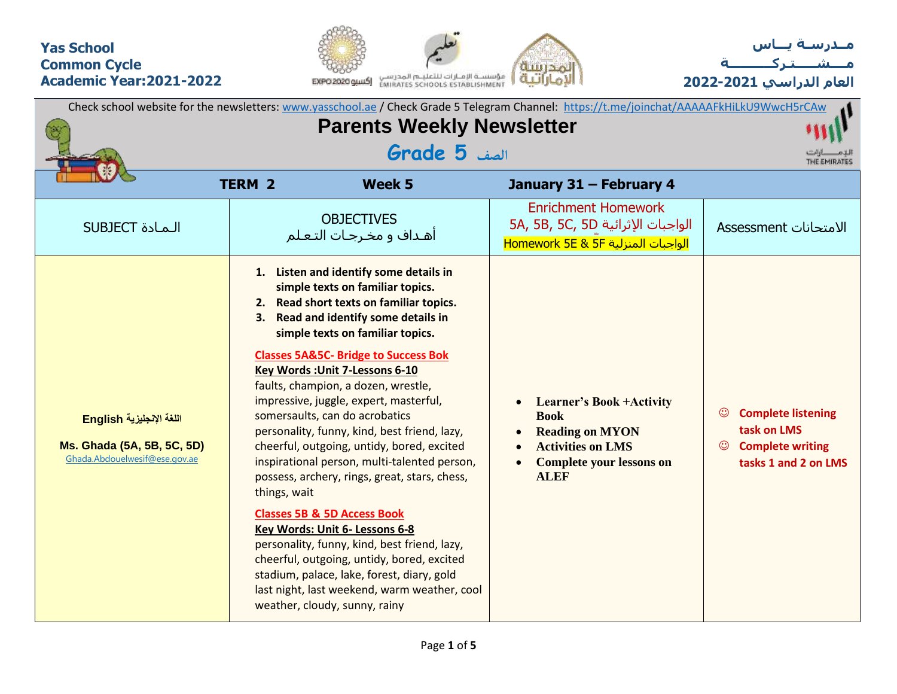**Yas School**
**Common Cycle**
**Academic Year:2021-2022**

**مـدرسـة يــاس**
**مـــشـــتـركـــــة**
**العام الدراسي 2021-2022**

Check school website for the newsletters: www.yasschool.ae / Check Grade 5 Telegram Channel: https://t.me/joinchat/AAAAAFkHiLkU9WwcH5rCAw

# Parents Weekly Newsletter

## Grade 5 الصف

| TERM 2 | Week 5 | January 31 – February 4 | |
|---|---|---|---|
| SUBJECT الـمـادة | OBJECTIVES<br>أهـداف و مخـرجـات التـعـلم | Enrichment Homework<br>5A, 5B, 5C, 5D الواجبات الإثرائية<br>Homework 5E & 5F الواجبات المنزلية | Assessment الامتحانات |
| **English اللغة الإنجليزية**<br><br>**Ms. Ghada (5A, 5B, 5C, 5D)**<br>Ghada.Abdouelwesif@ese.gov.ae | 1. **Listen and identify some details in simple texts on familiar topics.**<br>2. **Read short texts on familiar topics.**<br>3. **Read and identify some details in simple texts on familiar topics.**<br><br>**Classes 5A&5C- Bridge to Success Bok**<br>**Key Words :Unit 7-Lessons 6-10**<br>faults, champion, a dozen, wrestle, impressive, juggle, expert, masterful, somersaults, can do acrobatics<br>personality, funny, kind, best friend, lazy, cheerful, outgoing, untidy, bored, excited<br>inspirational person, multi-talented person, possess, archery, rings, great, stars, chess, things, wait<br><br>**Classes 5B & 5D Access Book**<br>**Key Words: Unit 6- Lessons 6-8**<br>personality, funny, kind, best friend, lazy, cheerful, outgoing, untidy, bored, excited<br>stadium, palace, lake, forest, diary, gold<br>last night, last weekend, warm weather, cool weather, cloudy, sunny, rainy | • **Learner's Book +Activity Book**<br>• **Reading on MYON**<br>• **Activities on LMS**<br>• **Complete your lessons on ALEF** | ☺ **Complete listening task on LMS**<br>☺ **Complete writing tasks 1 and 2 on LMS** |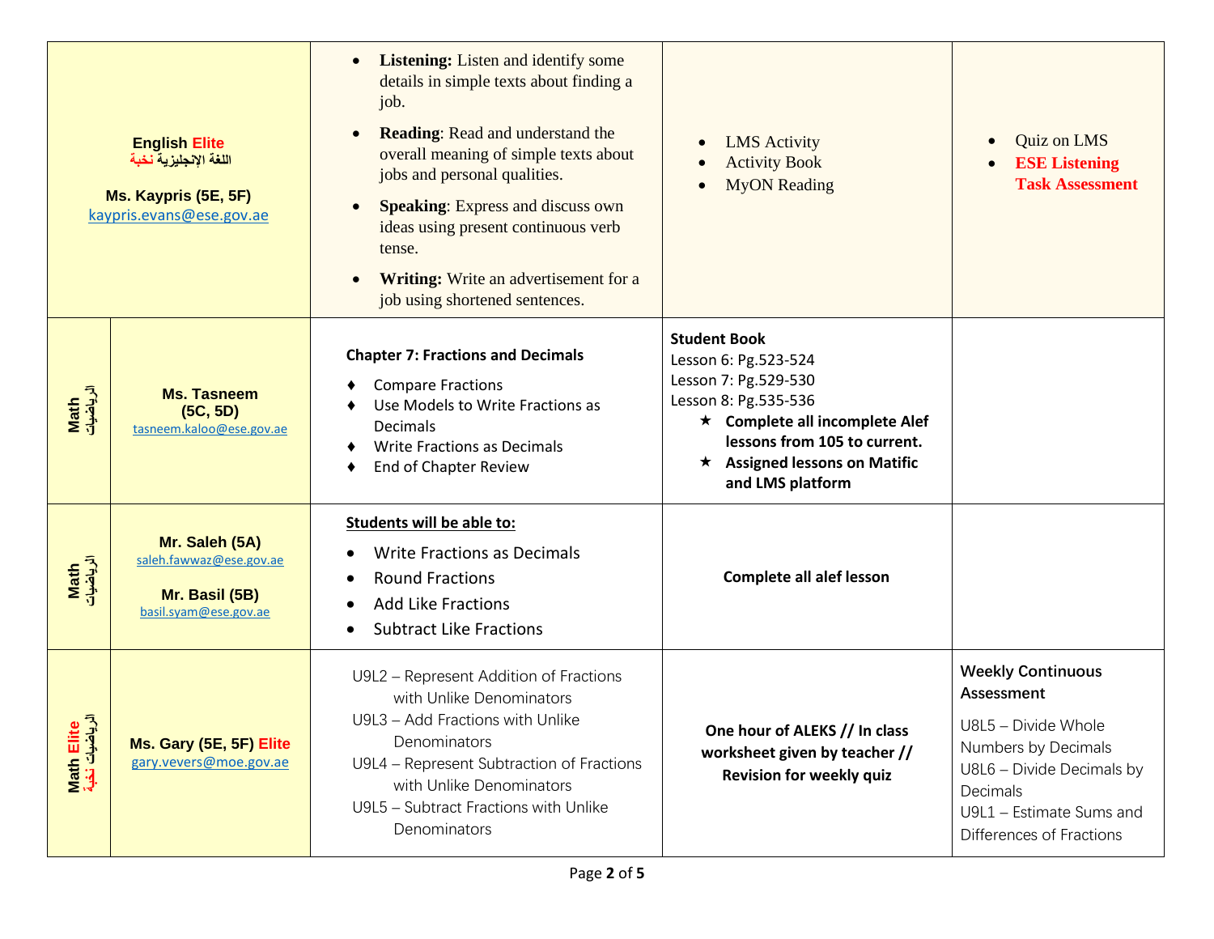| | | | | |
|---|---|---|---|---|
| **English Elite** **اللغة الإنجليزية نخبة** **Ms. Kaypris (5E, 5F)** kaypris.evans@ese.gov.ae | | • **Listening:** Listen and identify some details in simple texts about finding a job.<br>• **Reading**: Read and understand the overall meaning of simple texts about jobs and personal qualities.<br>• **Speaking**: Express and discuss own ideas using present continuous verb tense.<br>• **Writing:** Write an advertisement for a job using shortened sentences. | • LMS Activity<br>• Activity Book<br>• MyON Reading | • Quiz on LMS<br>• **ESE Listening Task Assessment** |
| **Math الرياضيات** | **Ms. Tasneem (5C, 5D)** tasneem.kaloo@ese.gov.ae | **Chapter 7: Fractions and Decimals**<br>♦ Compare Fractions<br>♦ Use Models to Write Fractions as Decimals<br>♦ Write Fractions as Decimals<br>♦ End of Chapter Review | **Student Book**<br>Lesson 6: Pg.523-524<br>Lesson 7: Pg.529-530<br>Lesson 8: Pg.535-536<br>★ **Complete all incomplete Alef lessons from 105 to current.**<br>★ **Assigned lessons on Matific and LMS platform** | |
| **Math الرياضيات** | **Mr. Saleh (5A)** saleh.fawwaz@ese.gov.ae **Mr. Basil (5B)** basil.syam@ese.gov.ae | **Students will be able to:**<br>• Write Fractions as Decimals<br>• Round Fractions<br>• Add Like Fractions<br>• Subtract Like Fractions | **Complete all alef lesson** | |
| **Math Elite الرياضيات نخبة** | **Ms. Gary (5E, 5F) Elite** gary.vevers@moe.gov.ae | U9L2 – Represent Addition of Fractions with Unlike Denominators<br>U9L3 – Add Fractions with Unlike Denominators<br>U9L4 – Represent Subtraction of Fractions with Unlike Denominators<br>U9L5 – Subtract Fractions with Unlike Denominators | **One hour of ALEKS // In class worksheet given by teacher // Revision for weekly quiz** | **Weekly Continuous Assessment**<br>U8L5 – Divide Whole Numbers by Decimals<br>U8L6 – Divide Decimals by Decimals<br>U9L1 – Estimate Sums and Differences of Fractions |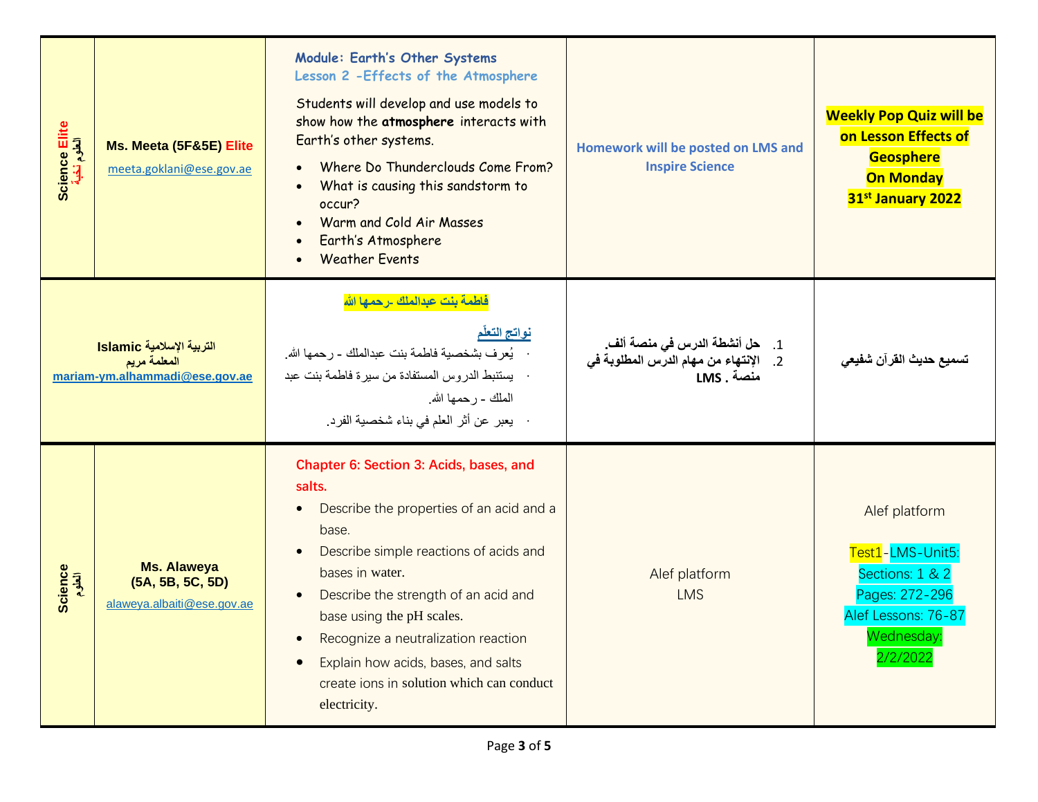| Subject | Teacher | Learning Outcomes | Homework | Assessment |
|---|---|---|---|---|
| Science Elite العلوم نخبة | Ms. Meeta (5F&5E) Elite<br>meeta.goklani@ese.gov.ae | **Module: Earth's Other Systems**<br>**Lesson 2 -Effects of the Atmosphere**<br>Students will develop and use models to show how the **atmosphere** interacts with Earth's other systems.<br>• Where Do Thunderclouds Come From?<br>• What is causing this sandstorm to occur?<br>• Warm and Cold Air Masses<br>• Earth's Atmosphere<br>• Weather Events | **Homework will be posted on LMS and Inspire Science** | **Weekly Pop Quiz will be on Lesson Effects of Geosphere On Monday 31st January 2022** |
| Islamic التربية الإسلامية<br>المعلمة مريم<br>mariam-ym.alhammadi@ese.gov.ae | | **فاطمة بنت عبدالملك -رحمها الله**<br>**نواتج التعلّم**<br>• يُعرف بشخصية فاطمة بنت عبدالملك - رحمها الله.<br>• يستنبط الدروس المستفادة من سيرة فاطمة بنت عبد الملك - رحمها الله.<br>• يعبر عن أثر العلم في بناء شخصية الفرد. | 1. **حل أنشطة الدرس في منصة ألف.**<br>2. **الإنتهاء من مهام الدرس المطلوبة في منصة LMS .** | **تسميع حديث القرآن شفيعي** |
| Science العلوم | **Ms. Alaweya (5A, 5B, 5C, 5D)**<br>alaweya.albaiti@ese.gov.ae | **Chapter 6: Section 3: Acids, bases, and salts.**<br>• Describe the properties of an acid and a base.<br>• Describe simple reactions of acids and bases in water.<br>• Describe the strength of an acid and base using the pH scales.<br>• Recognize a neutralization reaction<br>• Explain how acids, bases, and salts create ions in solution which can conduct electricity. | Alef platform<br>LMS | Alef platform<br><br>Test1-LMS-Unit5:<br>Sections: 1 & 2<br>Pages: 272-296<br>Alef Lessons: 76-87<br>Wednesday: 2/2/2022 |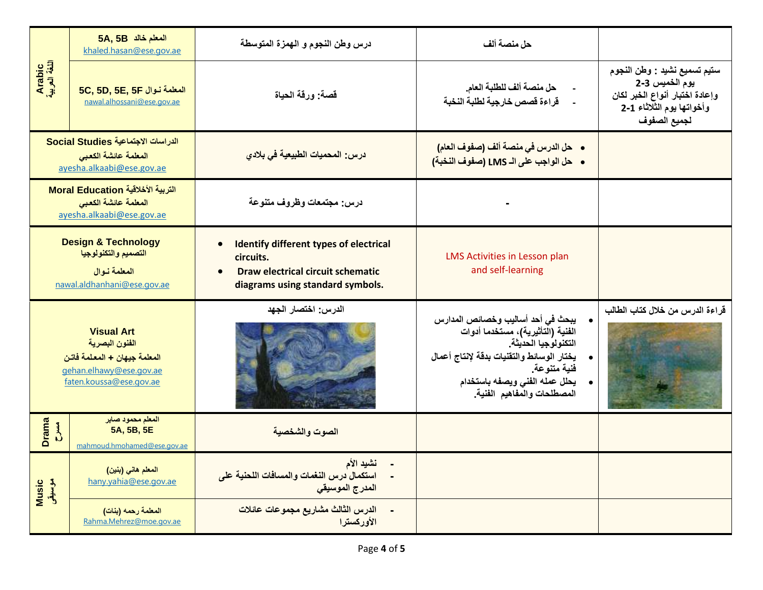| | | | | |
|---|---|---|---|---|
| Arabic اللغة العربية | المعلم خالد 5A, 5B<br>khaled.hasan@ese.gov.ae | درس وطن النجوم و الهمزة المتوسطة | حل منصة ألف | |
| | المعلمة نـوال 5C, 5D, 5E, 5F<br>nawal.alhossani@ese.gov.ae | قصة: ورقة الحياة | - حل منصة ألف للطلبة العام.<br>- قراءة قصص خارجية لطلبة النخبة | ستيم تسميع نشيد : وطن النجوم يوم الخميس 3-2<br>وإعادة اختبار أنواع الخبر لكان وأخواتها يوم الثلاثاء 1-2 لجميع الصفوف |
| Social Studies الدراسات الاجتماعية<br>المعلمة عائشة الكعبي<br>ayesha.alkaabi@ese.gov.ae | | درس: المحميات الطبيعية في بلادي | • حل الدرس في منصة ألف (صفوف العام)<br>• حل الواجب على الـ LMS (صفوف النخبة) | |
| Moral Education التربية الأخلاقية<br>المعلمة عائشة الكعبي<br>ayesha.alkaabi@ese.gov.ae | | درس: مجتمعات وظروف متنوعة | - | |
| Design & Technology<br>التصميم والتكنولوجيا<br>المعلمة نـوال<br>nawal.aldhanhani@ese.gov.ae | | • Identify different types of electrical circuits.<br>• Draw electrical circuit schematic diagrams using standard symbols. | LMS Activities in Lesson plan and self-learning | |
| Visual Art<br>الفنون البصرية<br>المعلمة جيهان + المعلمة فاتن<br>gehan.elhawy@ese.gov.ae<br>faten.koussa@ese.gov.ae | | الدرس: اختصار الجهد | • يبحث في أحد أساليب وخصائص المدارس الفنية (التأثيرية)، مستخدما أدوات التكنولوجيا الحديثة.<br>• يختار الوسائط والتقنيات بدقة لإنتاج أعمال فنية متنوعة.<br>• يحلل عمله الفني ويصفه باستخدام المصطلحات والمفاهيم الفنية. | قراءة الدرس من خلال كتاب الطالب |
| Drama مسرح | المعلم محمود صابر<br>5A, 5B, 5E<br>mahmoud.hmohamed@ese.gov.ae | الصوت والشخصية | | |
| Music موسيقى | المعلم هاني (بنين)<br>hany.yahia@ese.gov.ae | - نشيد الأم<br>- استكمال درس النغمات والمسافات اللحنية على المدرج الموسيقي | | |
| | المعلمة رحمه (بنات)<br>Rahma.Mehrez@moe.gov.ae | - الدرس الثالث مشاريع مجموعات عائلات الأوركسترا | | |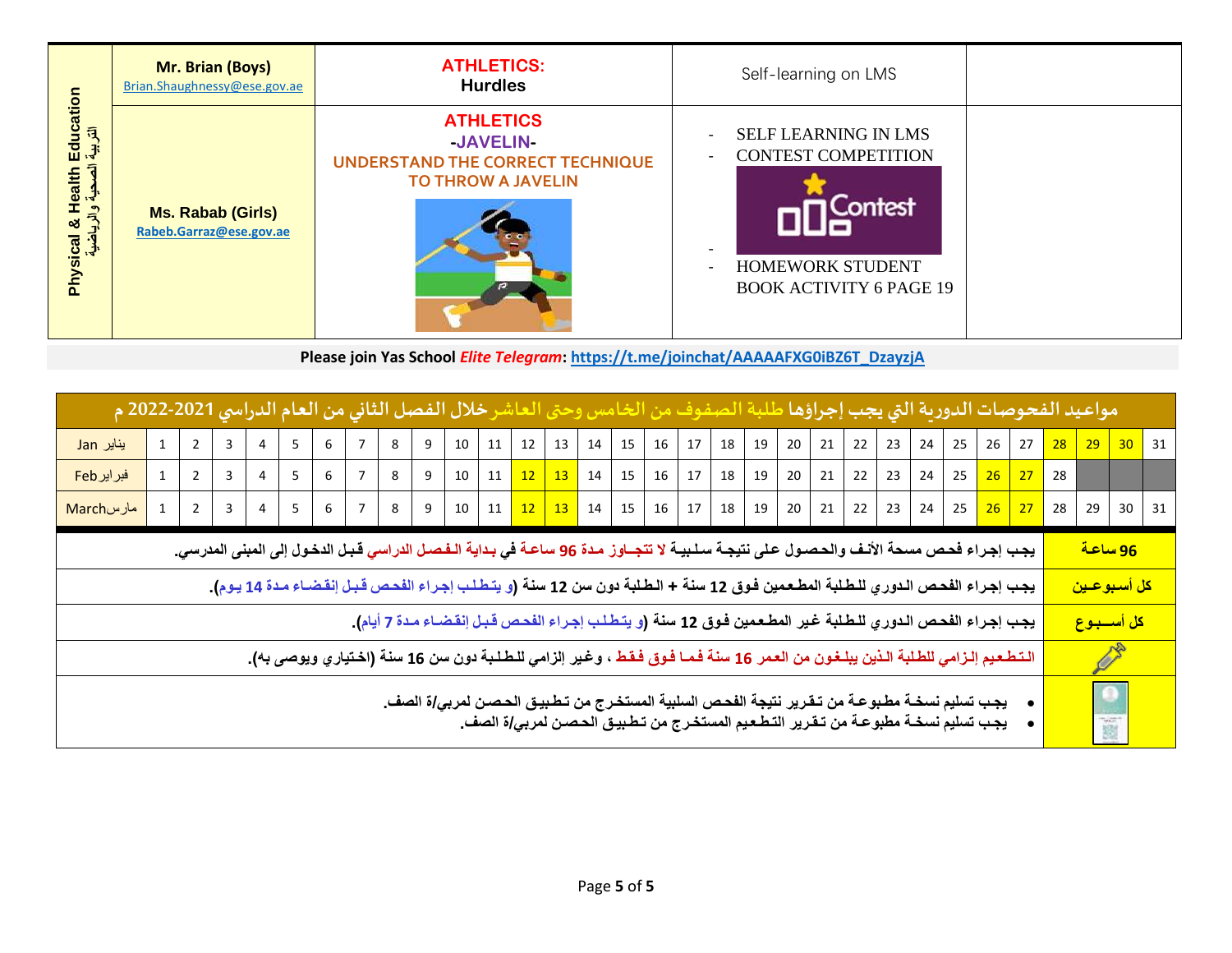| | | | | |
|---|---|---|---|---|
| Physical & Health Education التربية الصحية والرياضية | **Mr. Brian (Boys)** Brian.Shaughnessy@ese.gov.ae | **ATHLETICS:** **Hurdles** | Self-learning on LMS | |
| | **Ms. Rabab (Girls)** Rabeb.Garraz@ese.gov.ae | **ATHLETICS** **-JAVELIN-** **UNDERSTAND THE CORRECT TECHNIQUE TO THROW A JAVELIN** | - SELF LEARNING IN LMS<br>- CONTEST COMPETITION<br>Contest<br>-<br>- HOMEWORK STUDENT BOOK ACTIVITY 6 PAGE 19 | |

**Please join Yas School *Elite Telegram*: https://t.me/joinchat/AAAAAFXG0iBZ6T_DzayzjA**

| مواعيد الفحوصات الدورية التي يجب إجراؤها طلبة الصفوف من الخامس وحتى العاشر خلال الفصل الثاني من العام الدراسي 2021-2022 م | | | | | | | | | | | | | | | | | | | | | | | | | | | | | | | |
|---|---|---|---|---|---|---|---|---|---|---|---|---|---|---|---|---|---|---|---|---|---|---|---|---|---|---|---|---|---|---|---|
| Jan يناير | 1 | 2 | 3 | 4 | 5 | 6 | 7 | 8 | 9 | 10 | 11 | 12 | 13 | 14 | 15 | 16 | 17 | 18 | 19 | 20 | 21 | 22 | 23 | 24 | 25 | 26 | 27 | 28 | 29 | 30 | 31 |
| Feb فبراير | 1 | 2 | 3 | 4 | 5 | 6 | 7 | 8 | 9 | 10 | 11 | 12 | 13 | 14 | 15 | 16 | 17 | 18 | 19 | 20 | 21 | 22 | 23 | 24 | 25 | 26 | 27 | 28 | | | |
| March مارس | 1 | 2 | 3 | 4 | 5 | 6 | 7 | 8 | 9 | 10 | 11 | 12 | 13 | 14 | 15 | 16 | 17 | 18 | 19 | 20 | 21 | 22 | 23 | 24 | 25 | 26 | 27 | 28 | 29 | 30 | 31 |

| | |
|---|---|
| **96 ساعة** | يجب إجراء فحص مسحة الأنف والحصول على نتيجة سلبية لا تتجاوز مدة 96 ساعة في بداية الفصل الدراسي قبل الدخول إلى المبنى المدرسي. |
| **كل أسبوعين** | يجب إجراء الفحص الدوري للطلبة المطعمين فوق 12 سنة + الطلبة دون سن 12 سنة (و يتطلب إجراء الفحص قبل إنقضاء مدة 14 يوم). |
| **كل أسبوع** | يجب إجراء الفحص الدوري للطلبة غير المطعمين فوق 12 سنة (و يتطلب إجراء الفحص قبل إنقضاء مدة 7 أيام). |
| | التطعيم إلزامي للطلبة الذين يبلغون من العمر 16 سنة فما فوق فقط ، وغير إلزامي للطلبة دون سن 16 سنة (اختياري ويوصى به). |
| | • يجب تسليم نسخة مطبوعة من تقرير نتيجة الفحص السلبية المستخرج من تطبيق الحصن لمربي/ة الصف.<br>• يجب تسليم نسخة مطبوعة من تقرير التطعيم المستخرج من تطبيق الحصن لمربي/ة الصف. |